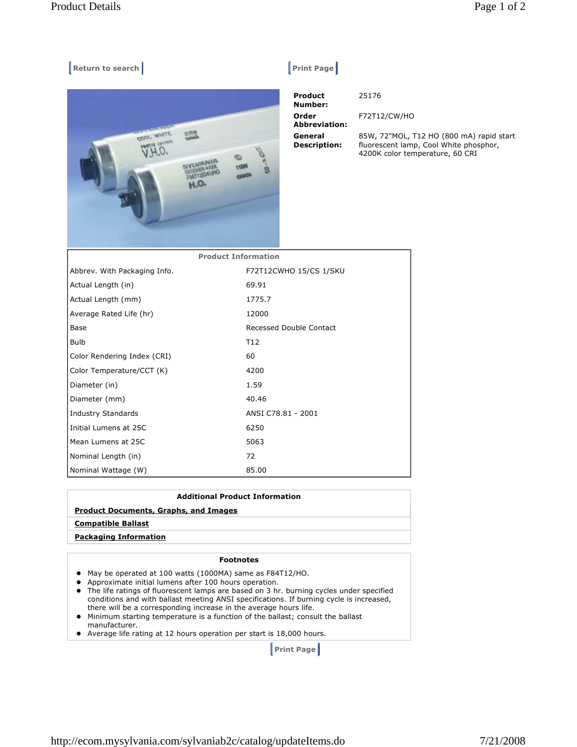Return to search

Print Page

| | |
|---|---|
| **Product Number:** | 25176 |
| **Order Abbreviation:** | F72T12/CW/HO |
| **General Description:** | 85W, 72"MOL, T12 HO (800 mA) rapid start fluorescent lamp, Cool White phosphor, 4200K color temperature, 60 CRI |

| Product Information | |
|---|---|
| Abbrev. With Packaging Info. | F72T12CWHO 15/CS 1/SKU |
| Actual Length (in) | 69.91 |
| Actual Length (mm) | 1775.7 |
| Average Rated Life (hr) | 12000 |
| Base | Recessed Double Contact |
| Bulb | T12 |
| Color Rendering Index (CRI) | 60 |
| Color Temperature/CCT (K) | 4200 |
| Diameter (in) | 1.59 |
| Diameter (mm) | 40.46 |
| Industry Standards | ANSI C78.81 - 2001 |
| Initial Lumens at 25C | 6250 |
| Mean Lumens at 25C | 5063 |
| Nominal Length (in) | 72 |
| Nominal Wattage (W) | 85.00 |

**Additional Product Information**

**Product Documents, Graphs, and Images**

**Compatible Ballast**

**Packaging Information**

**Footnotes**

- May be operated at 100 watts (1000MA) same as F84T12/HO.
- Approximate initial lumens after 100 hours operation.
- The life ratings of fluorescent lamps are based on 3 hr. burning cycles under specified conditions and with ballast meeting ANSI specifications. If burning cycle is increased, there will be a corresponding increase in the average hours life.
- Minimum starting temperature is a function of the ballast; consult the ballast manufacturer.
- Average life rating at 12 hours operation per start is 18,000 hours.

Print Page